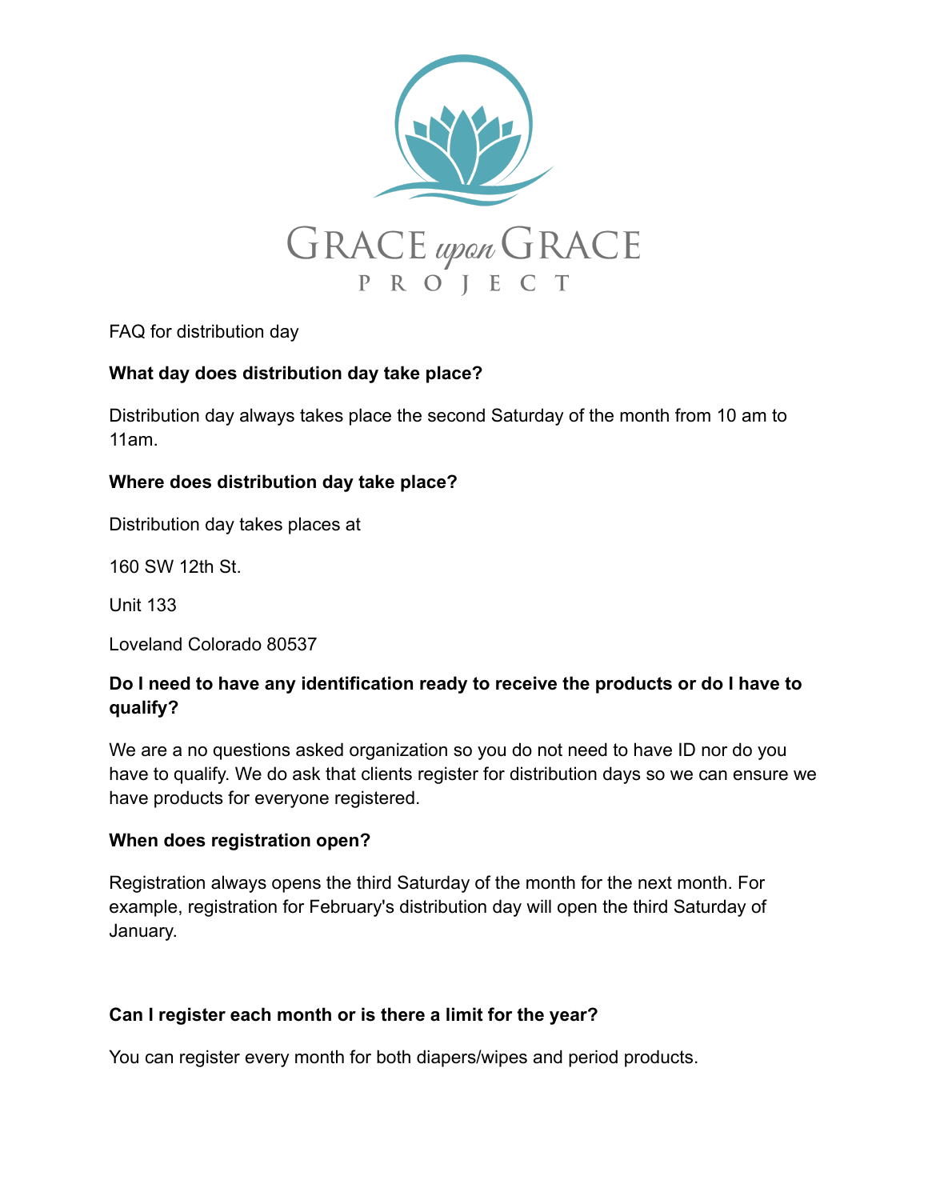GRACE upon GRACE PROJECT

FAQ for distribution day

**What day does distribution day take place?**

Distribution day always takes place the second Saturday of the month from 10 am to 11am.

**Where does distribution day take place?**

Distribution day takes places at

160 SW 12th St.

Unit 133

Loveland Colorado 80537

**Do I need to have any identification ready to receive the products or do I have to qualify?**

We are a no questions asked organization so you do not need to have ID nor do you have to qualify. We do ask that clients register for distribution days so we can ensure we have products for everyone registered.

**When does registration open?**

Registration always opens the third Saturday of the month for the next month. For example, registration for February's distribution day will open the third Saturday of January.

**Can I register each month or is there a limit for the year?**

You can register every month for both diapers/wipes and period products.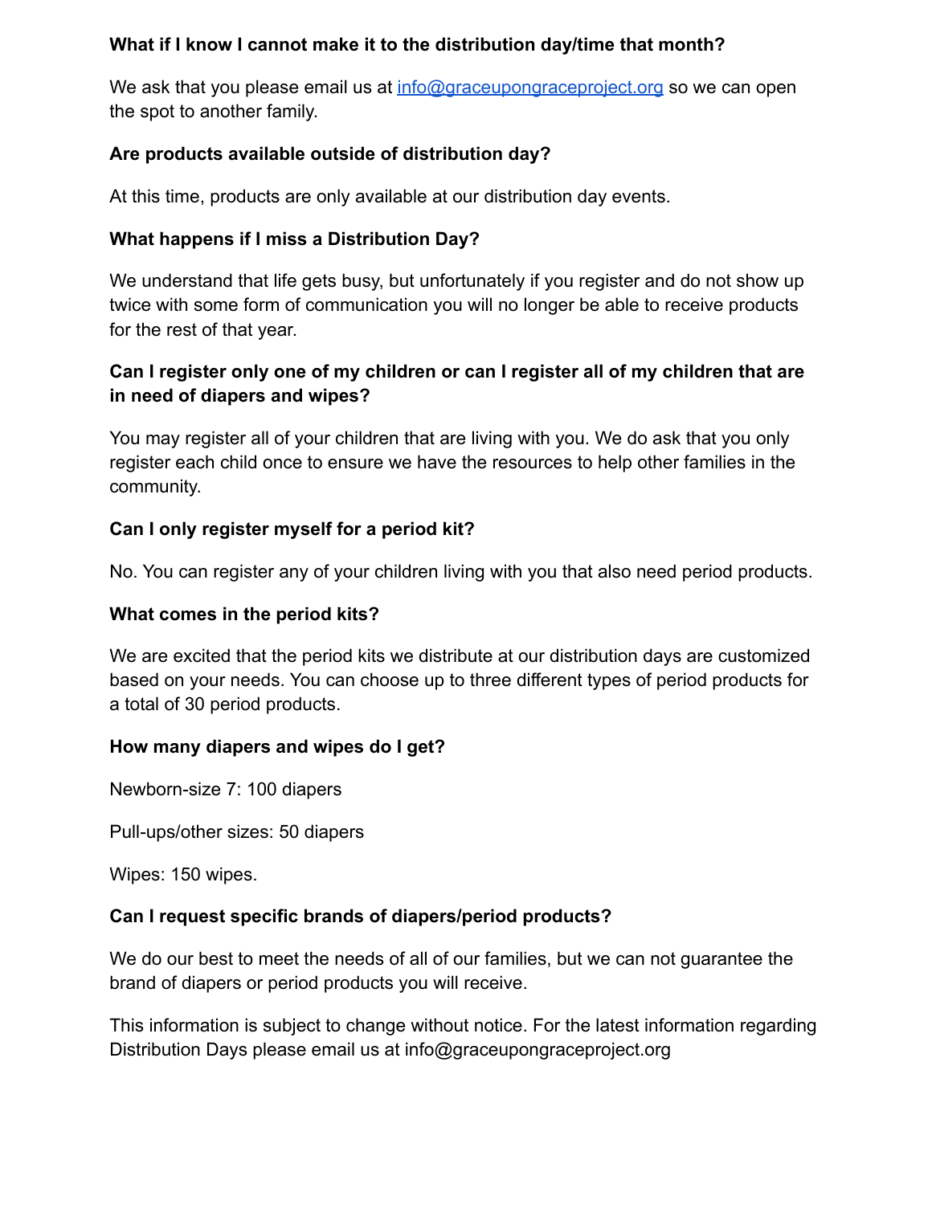**What if I know I cannot make it to the distribution day/time that month?**

We ask that you please email us at [info@graceupongraceproject.org](mailto:info@graceupongraceproject.org) so we can open the spot to another family.

**Are products available outside of distribution day?**

At this time, products are only available at our distribution day events.

**What happens if I miss a Distribution Day?**

We understand that life gets busy, but unfortunately if you register and do not show up twice with some form of communication you will no longer be able to receive products for the rest of that year.

**Can I register only one of my children or can I register all of my children that are in need of diapers and wipes?**

You may register all of your children that are living with you. We do ask that you only register each child once to ensure we have the resources to help other families in the community.

**Can I only register myself for a period kit?**

No. You can register any of your children living with you that also need period products.

**What comes in the period kits?**

We are excited that the period kits we distribute at our distribution days are customized based on your needs. You can choose up to three different types of period products for a total of 30 period products.

**How many diapers and wipes do I get?**

Newborn-size 7: 100 diapers

Pull-ups/other sizes: 50 diapers

Wipes: 150 wipes.

**Can I request specific brands of diapers/period products?**

We do our best to meet the needs of all of our families, but we can not guarantee the brand of diapers or period products you will receive.

This information is subject to change without notice. For the latest information regarding Distribution Days please email us at info@graceupongraceproject.org